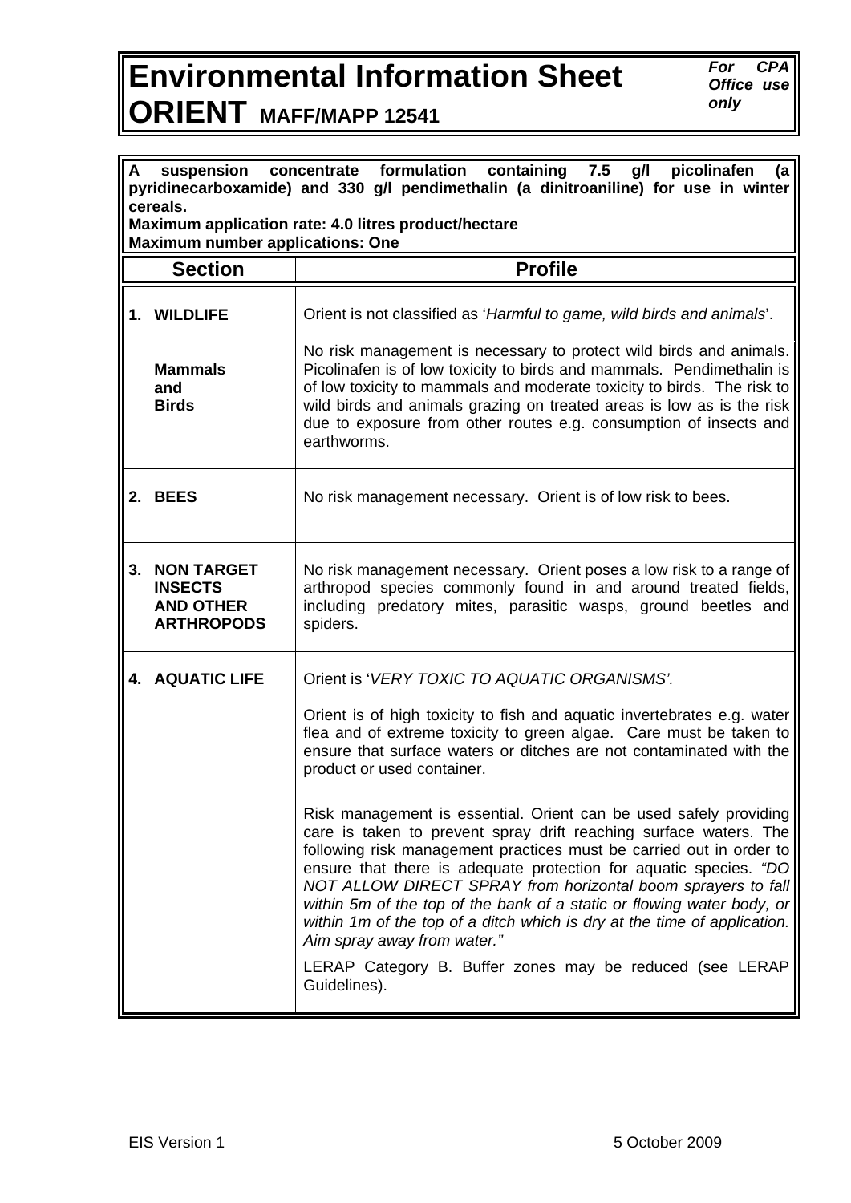# Environmental Information Sheet

# ORIENT MAFF/MAPP 12541

*For CPA Office use only*

**A suspension concentrate formulation containing 7.5 g/l picolinafen (a pyridinecarboxamide) and 330 g/l pendimethalin (a dinitroaniline) for use in winter cereals.**
**Maximum application rate: 4.0 litres product/hectare**
**Maximum number applications: One**

| Section | Profile |
|---|---|
| **1. WILDLIFE**<br><br>**Mammals and Birds** | Orient is not classified as '*Harmful to game, wild birds and animals*'.<br><br>No risk management is necessary to protect wild birds and animals. Picolinafen is of low toxicity to birds and mammals. Pendimethalin is of low toxicity to mammals and moderate toxicity to birds. The risk to wild birds and animals grazing on treated areas is low as is the risk due to exposure from other routes e.g. consumption of insects and earthworms. |
| **2. BEES** | No risk management necessary. Orient is of low risk to bees. |
| **3. NON TARGET INSECTS AND OTHER ARTHROPODS** | No risk management necessary. Orient poses a low risk to a range of arthropod species commonly found in and around treated fields, including predatory mites, parasitic wasps, ground beetles and spiders. |
| **4. AQUATIC LIFE** | Orient is '*VERY TOXIC TO AQUATIC ORGANISMS'*.<br><br>Orient is of high toxicity to fish and aquatic invertebrates e.g. water flea and of extreme toxicity to green algae. Care must be taken to ensure that surface waters or ditches are not contaminated with the product or used container.<br><br>Risk management is essential. Orient can be used safely providing care is taken to prevent spray drift reaching surface waters. The following risk management practices must be carried out in order to ensure that there is adequate protection for aquatic species. *"DO NOT ALLOW DIRECT SPRAY from horizontal boom sprayers to fall within 5m of the top of the bank of a static or flowing water body, or within 1m of the top of a ditch which is dry at the time of application. Aim spray away from water."*<br><br>LERAP Category B. Buffer zones may be reduced (see LERAP Guidelines). |

EIS Version 1 — 5 October 2009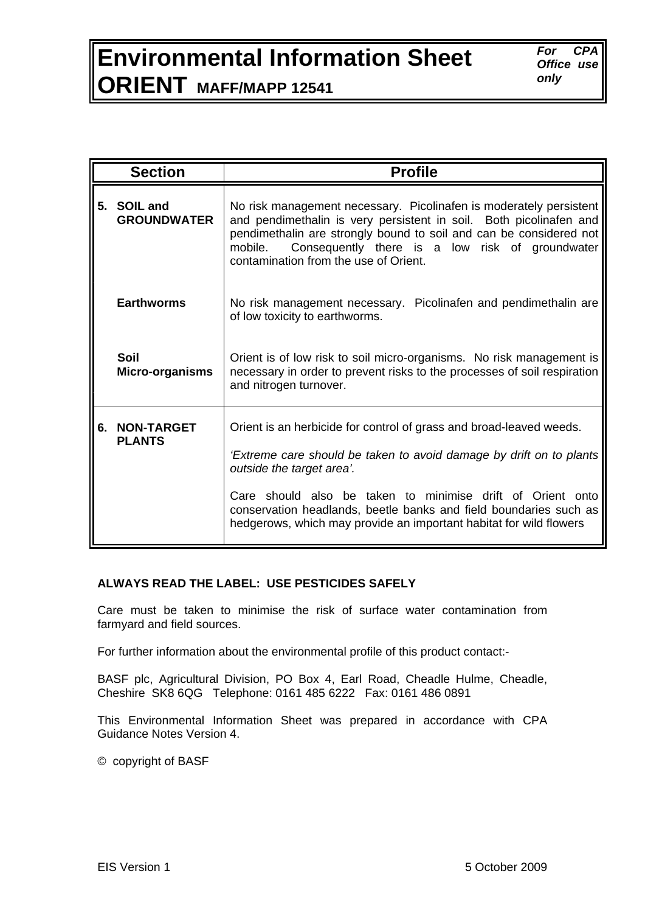# Environmental Information Sheet
# ORIENT MAFF/MAPP 12541

*For CPA Office use only*

| Section | Profile |
|---|---|
| **5. SOIL and GROUNDWATER** | No risk management necessary. Picolinafen is moderately persistent and pendimethalin is very persistent in soil. Both picolinafen and pendimethalin are strongly bound to soil and can be considered not mobile. Consequently there is a low risk of groundwater contamination from the use of Orient. |
| **Earthworms** | No risk management necessary. Picolinafen and pendimethalin are of low toxicity to earthworms. |
| **Soil Micro-organisms** | Orient is of low risk to soil micro-organisms. No risk management is necessary in order to prevent risks to the processes of soil respiration and nitrogen turnover. |
| **6. NON-TARGET PLANTS** | Orient is an herbicide for control of grass and broad-leaved weeds.<br><br>*'Extreme care should be taken to avoid damage by drift on to plants outside the target area'.*<br><br>Care should also be taken to minimise drift of Orient onto conservation headlands, beetle banks and field boundaries such as hedgerows, which may provide an important habitat for wild flowers |

**ALWAYS READ THE LABEL: USE PESTICIDES SAFELY**

Care must be taken to minimise the risk of surface water contamination from farmyard and field sources.

For further information about the environmental profile of this product contact:-

BASF plc, Agricultural Division, PO Box 4, Earl Road, Cheadle Hulme, Cheadle, Cheshire SK8 6QG Telephone: 0161 485 6222 Fax: 0161 486 0891

This Environmental Information Sheet was prepared in accordance with CPA Guidance Notes Version 4.

© copyright of BASF

EIS Version 1 5 October 2009